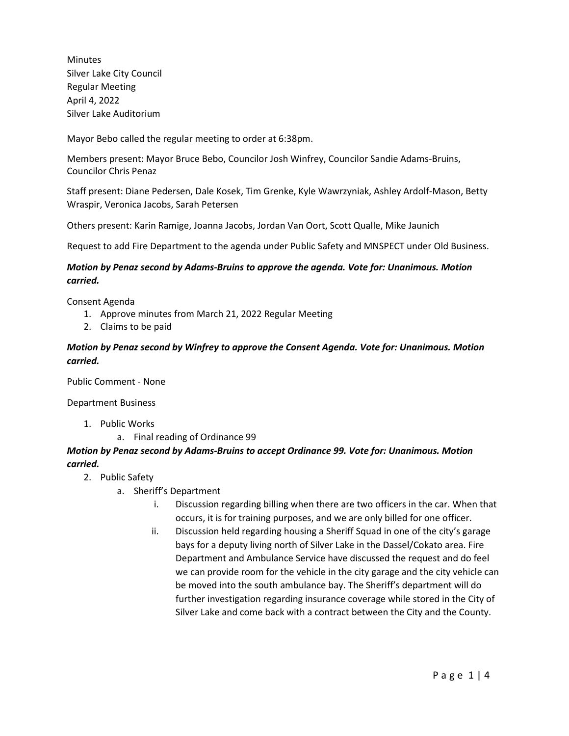Minutes
Silver Lake City Council
Regular Meeting
April 4, 2022
Silver Lake Auditorium

Mayor Bebo called the regular meeting to order at 6:38pm.

Members present: Mayor Bruce Bebo, Councilor Josh Winfrey, Councilor Sandie Adams-Bruins, Councilor Chris Penaz

Staff present: Diane Pedersen, Dale Kosek, Tim Grenke, Kyle Wawrzyniak, Ashley Ardolf-Mason, Betty Wraspir, Veronica Jacobs, Sarah Petersen

Others present: Karin Ramige, Joanna Jacobs, Jordan Van Oort, Scott Qualle, Mike Jaunich

Request to add Fire Department to the agenda under Public Safety and MNSPECT under Old Business.

***Motion by Penaz second by Adams-Bruins to approve the agenda. Vote for: Unanimous. Motion carried.***

Consent Agenda

1. Approve minutes from March 21, 2022 Regular Meeting
2. Claims to be paid

***Motion by Penaz second by Winfrey to approve the Consent Agenda. Vote for: Unanimous. Motion carried.***

Public Comment - None

Department Business

1. Public Works
    a. Final reading of Ordinance 99

***Motion by Penaz second by Adams-Bruins to accept Ordinance 99. Vote for: Unanimous. Motion carried.***

2. Public Safety
    a. Sheriff's Department
        i. Discussion regarding billing when there are two officers in the car. When that occurs, it is for training purposes, and we are only billed for one officer.
        ii. Discussion held regarding housing a Sheriff Squad in one of the city's garage bays for a deputy living north of Silver Lake in the Dassel/Cokato area. Fire Department and Ambulance Service have discussed the request and do feel we can provide room for the vehicle in the city garage and the city vehicle can be moved into the south ambulance bay. The Sheriff's department will do further investigation regarding insurance coverage while stored in the City of Silver Lake and come back with a contract between the City and the County.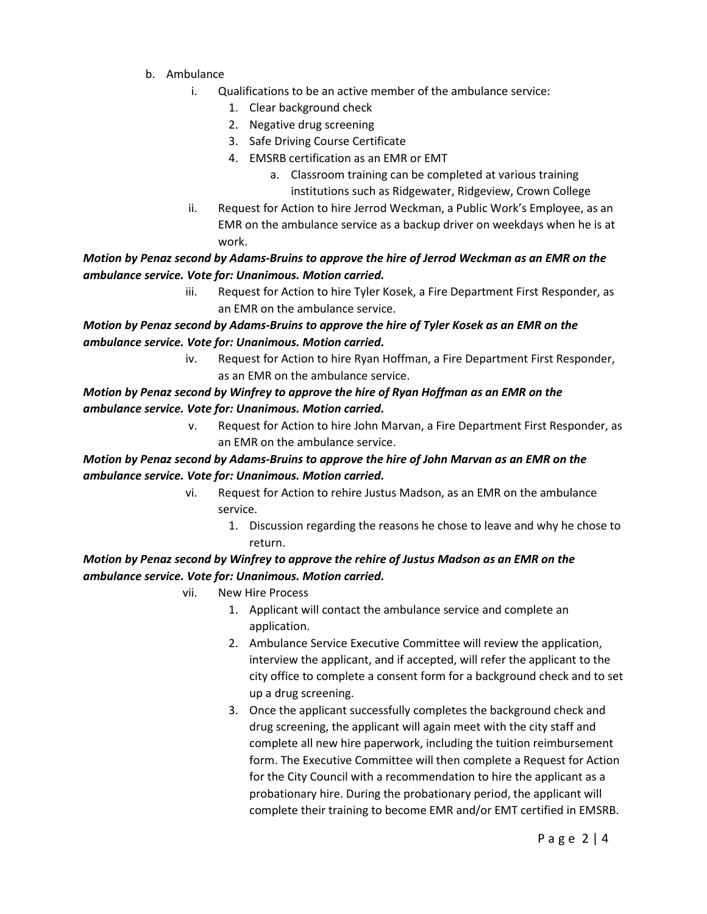b. Ambulance

   i. Qualifications to be an active member of the ambulance service:
      1. Clear background check
      2. Negative drug screening
      3. Safe Driving Course Certificate
      4. EMSRB certification as an EMR or EMT
         a. Classroom training can be completed at various training institutions such as Ridgewater, Ridgeview, Crown College

   ii. Request for Action to hire Jerrod Weckman, a Public Work's Employee, as an EMR on the ambulance service as a backup driver on weekdays when he is at work.

***Motion by Penaz second by Adams-Bruins to approve the hire of Jerrod Weckman as an EMR on the ambulance service. Vote for: Unanimous. Motion carried.***

   iii. Request for Action to hire Tyler Kosek, a Fire Department First Responder, as an EMR on the ambulance service.

***Motion by Penaz second by Adams-Bruins to approve the hire of Tyler Kosek as an EMR on the ambulance service. Vote for: Unanimous. Motion carried.***

   iv. Request for Action to hire Ryan Hoffman, a Fire Department First Responder, as an EMR on the ambulance service.

***Motion by Penaz second by Winfrey to approve the hire of Ryan Hoffman as an EMR on the ambulance service. Vote for: Unanimous. Motion carried.***

   v. Request for Action to hire John Marvan, a Fire Department First Responder, as an EMR on the ambulance service.

***Motion by Penaz second by Adams-Bruins to approve the hire of John Marvan as an EMR on the ambulance service. Vote for: Unanimous. Motion carried.***

   vi. Request for Action to rehire Justus Madson, as an EMR on the ambulance service.
      1. Discussion regarding the reasons he chose to leave and why he chose to return.

***Motion by Penaz second by Winfrey to approve the rehire of Justus Madson as an EMR on the ambulance service. Vote for: Unanimous. Motion carried.***

   vii. New Hire Process
      1. Applicant will contact the ambulance service and complete an application.
      2. Ambulance Service Executive Committee will review the application, interview the applicant, and if accepted, will refer the applicant to the city office to complete a consent form for a background check and to set up a drug screening.
      3. Once the applicant successfully completes the background check and drug screening, the applicant will again meet with the city staff and complete all new hire paperwork, including the tuition reimbursement form. The Executive Committee will then complete a Request for Action for the City Council with a recommendation to hire the applicant as a probationary hire. During the probationary period, the applicant will complete their training to become EMR and/or EMT certified in EMSRB.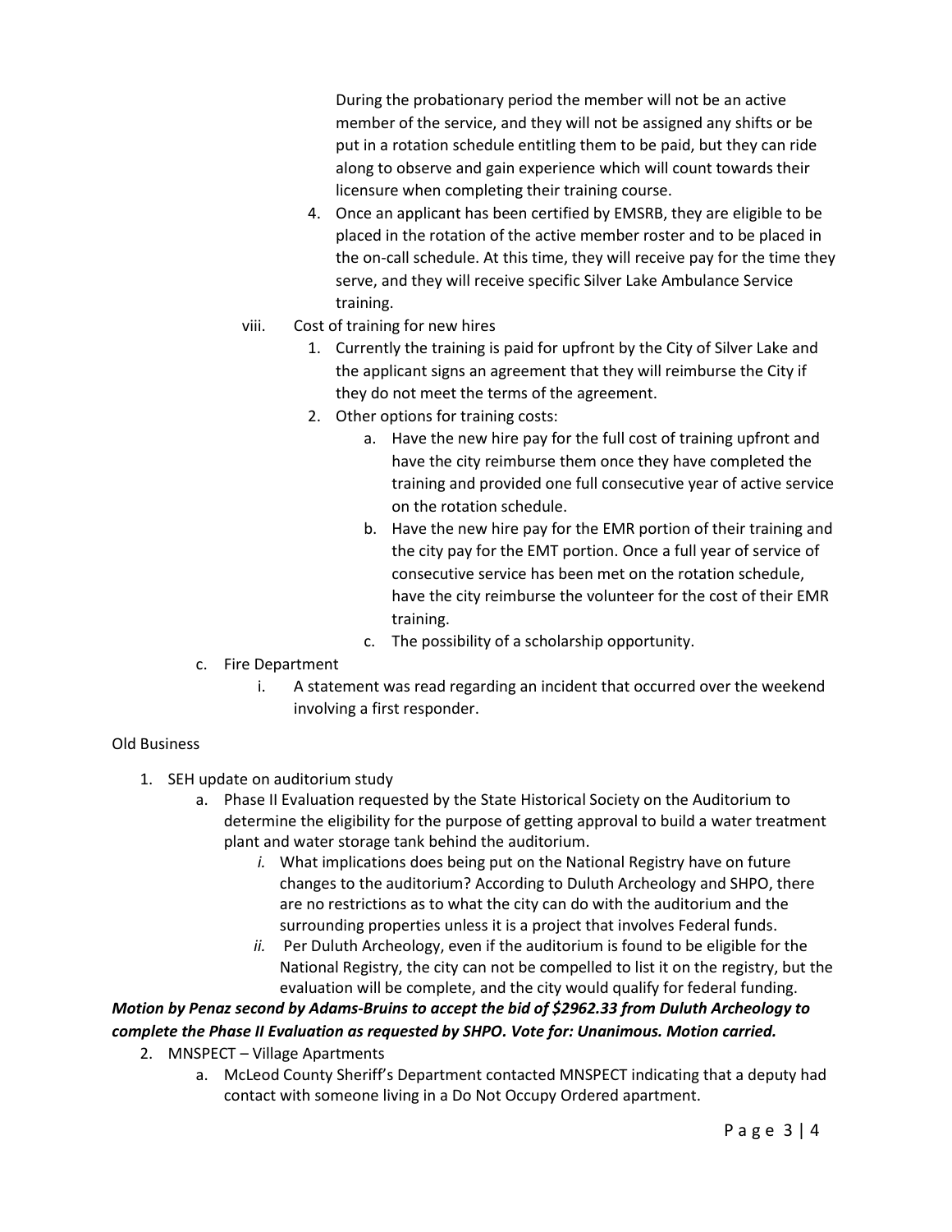During the probationary period the member will not be an active member of the service, and they will not be assigned any shifts or be put in a rotation schedule entitling them to be paid, but they can ride along to observe and gain experience which will count towards their licensure when completing their training course.

4. Once an applicant has been certified by EMSRB, they are eligible to be placed in the rotation of the active member roster and to be placed in the on-call schedule. At this time, they will receive pay for the time they serve, and they will receive specific Silver Lake Ambulance Service training.

viii. Cost of training for new hires

1. Currently the training is paid for upfront by the City of Silver Lake and the applicant signs an agreement that they will reimburse the City if they do not meet the terms of the agreement.
2. Other options for training costs:
    a. Have the new hire pay for the full cost of training upfront and have the city reimburse them once they have completed the training and provided one full consecutive year of active service on the rotation schedule.
    b. Have the new hire pay for the EMR portion of their training and the city pay for the EMT portion. Once a full year of service of consecutive service has been met on the rotation schedule, have the city reimburse the volunteer for the cost of their EMR training.
    c. The possibility of a scholarship opportunity.

c. Fire Department

i. A statement was read regarding an incident that occurred over the weekend involving a first responder.

Old Business

1. SEH update on auditorium study
    a. Phase II Evaluation requested by the State Historical Society on the Auditorium to determine the eligibility for the purpose of getting approval to build a water treatment plant and water storage tank behind the auditorium.
        *i.* What implications does being put on the National Registry have on future changes to the auditorium? According to Duluth Archeology and SHPO, there are no restrictions as to what the city can do with the auditorium and the surrounding properties unless it is a project that involves Federal funds.
        *ii.* Per Duluth Archeology, even if the auditorium is found to be eligible for the National Registry, the city can not be compelled to list it on the registry, but the evaluation will be complete, and the city would qualify for federal funding.

***Motion by Penaz second by Adams-Bruins to accept the bid of $2962.33 from Duluth Archeology to complete the Phase II Evaluation as requested by SHPO. Vote for: Unanimous. Motion carried.***

2. MNSPECT – Village Apartments
    a. McLeod County Sheriff's Department contacted MNSPECT indicating that a deputy had contact with someone living in a Do Not Occupy Ordered apartment.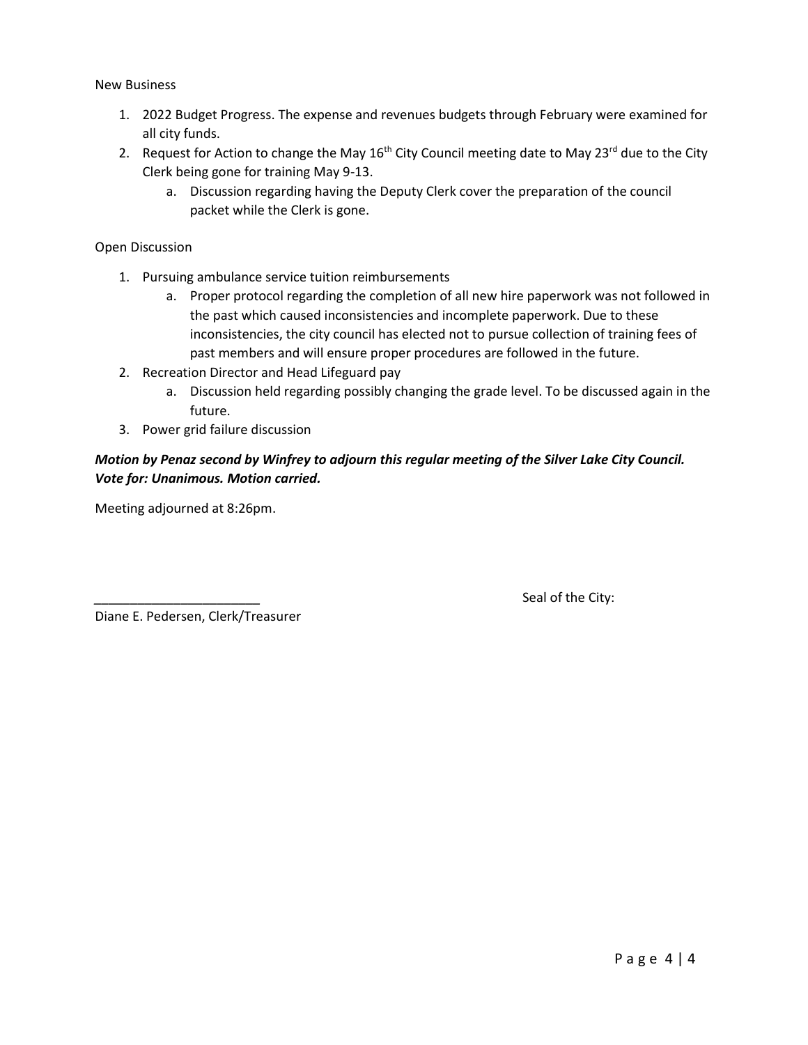New Business

1. 2022 Budget Progress. The expense and revenues budgets through February were examined for all city funds.
2. Request for Action to change the May 16th City Council meeting date to May 23rd due to the City Clerk being gone for training May 9-13.
   a. Discussion regarding having the Deputy Clerk cover the preparation of the council packet while the Clerk is gone.

Open Discussion

1. Pursuing ambulance service tuition reimbursements
   a. Proper protocol regarding the completion of all new hire paperwork was not followed in the past which caused inconsistencies and incomplete paperwork. Due to these inconsistencies, the city council has elected not to pursue collection of training fees of past members and will ensure proper procedures are followed in the future.
2. Recreation Director and Head Lifeguard pay
   a. Discussion held regarding possibly changing the grade level. To be discussed again in the future.
3. Power grid failure discussion

***Motion by Penaz second by Winfrey to adjourn this regular meeting of the Silver Lake City Council. Vote for: Unanimous. Motion carried.***

Meeting adjourned at 8:26pm.

_______________________

Diane E. Pedersen, Clerk/Treasurer

Seal of the City: